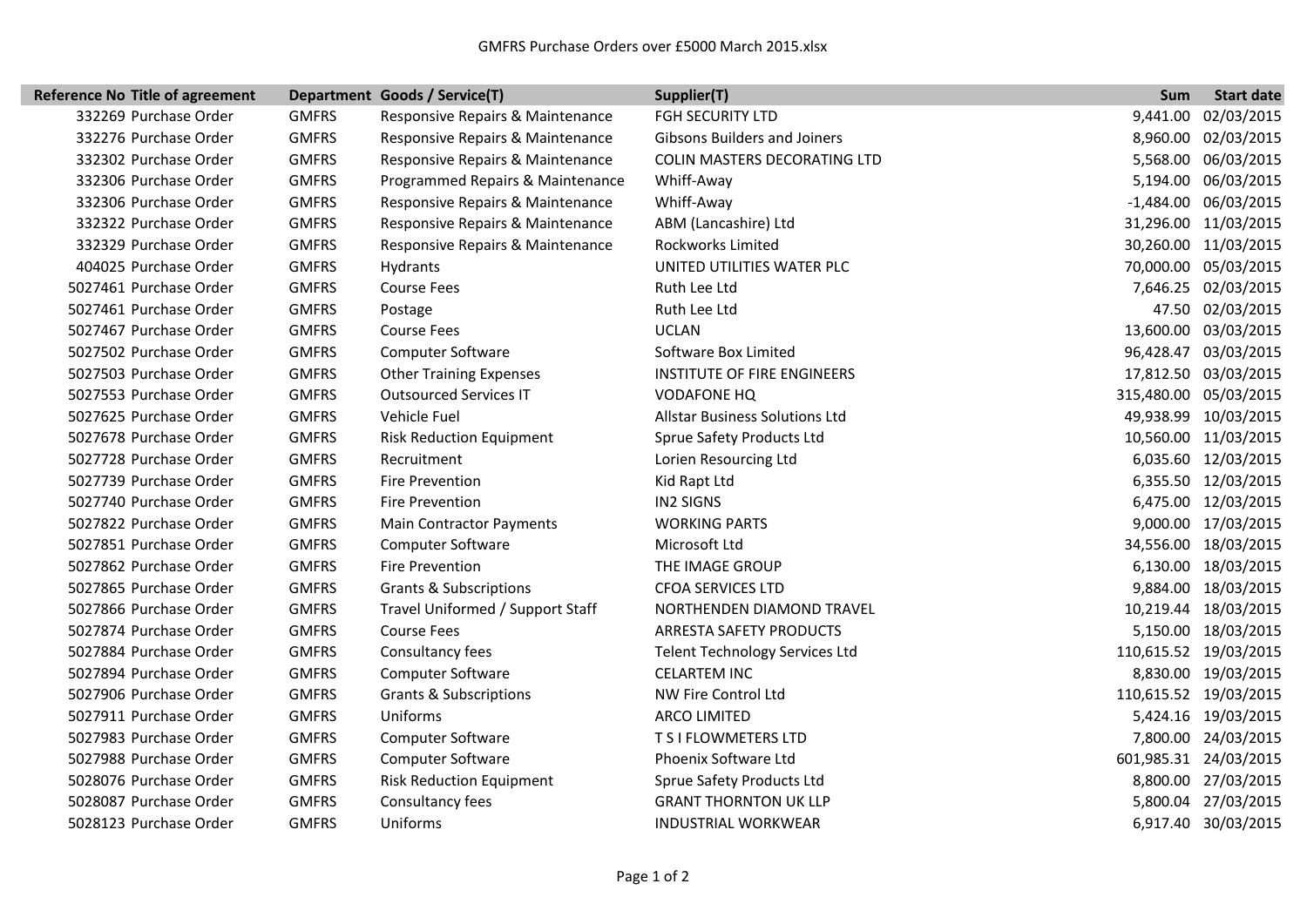| Reference No | Title of agreement | Department | Goods / Service(T) | Supplier(T) | Sum | Start date |
|---|---|---|---|---|---|---|
| 332269 | Purchase Order | GMFRS | Responsive Repairs & Maintenance | FGH SECURITY LTD | 9,441.00 | 02/03/2015 |
| 332276 | Purchase Order | GMFRS | Responsive Repairs & Maintenance | Gibsons Builders and Joiners | 8,960.00 | 02/03/2015 |
| 332302 | Purchase Order | GMFRS | Responsive Repairs & Maintenance | COLIN MASTERS DECORATING LTD | 5,568.00 | 06/03/2015 |
| 332306 | Purchase Order | GMFRS | Programmed Repairs & Maintenance | Whiff-Away | 5,194.00 | 06/03/2015 |
| 332306 | Purchase Order | GMFRS | Responsive Repairs & Maintenance | Whiff-Away | -1,484.00 | 06/03/2015 |
| 332322 | Purchase Order | GMFRS | Responsive Repairs & Maintenance | ABM (Lancashire) Ltd | 31,296.00 | 11/03/2015 |
| 332329 | Purchase Order | GMFRS | Responsive Repairs & Maintenance | Rockworks Limited | 30,260.00 | 11/03/2015 |
| 404025 | Purchase Order | GMFRS | Hydrants | UNITED UTILITIES WATER PLC | 70,000.00 | 05/03/2015 |
| 5027461 | Purchase Order | GMFRS | Course Fees | Ruth Lee Ltd | 7,646.25 | 02/03/2015 |
| 5027461 | Purchase Order | GMFRS | Postage | Ruth Lee Ltd | 47.50 | 02/03/2015 |
| 5027467 | Purchase Order | GMFRS | Course Fees | UCLAN | 13,600.00 | 03/03/2015 |
| 5027502 | Purchase Order | GMFRS | Computer Software | Software Box Limited | 96,428.47 | 03/03/2015 |
| 5027503 | Purchase Order | GMFRS | Other Training Expenses | INSTITUTE OF FIRE ENGINEERS | 17,812.50 | 03/03/2015 |
| 5027553 | Purchase Order | GMFRS | Outsourced Services IT | VODAFONE HQ | 315,480.00 | 05/03/2015 |
| 5027625 | Purchase Order | GMFRS | Vehicle Fuel | Allstar Business Solutions Ltd | 49,938.99 | 10/03/2015 |
| 5027678 | Purchase Order | GMFRS | Risk Reduction Equipment | Sprue Safety Products Ltd | 10,560.00 | 11/03/2015 |
| 5027728 | Purchase Order | GMFRS | Recruitment | Lorien Resourcing Ltd | 6,035.60 | 12/03/2015 |
| 5027739 | Purchase Order | GMFRS | Fire Prevention | Kid Rapt Ltd | 6,355.50 | 12/03/2015 |
| 5027740 | Purchase Order | GMFRS | Fire Prevention | IN2 SIGNS | 6,475.00 | 12/03/2015 |
| 5027822 | Purchase Order | GMFRS | Main Contractor Payments | WORKING PARTS | 9,000.00 | 17/03/2015 |
| 5027851 | Purchase Order | GMFRS | Computer Software | Microsoft Ltd | 34,556.00 | 18/03/2015 |
| 5027862 | Purchase Order | GMFRS | Fire Prevention | THE IMAGE GROUP | 6,130.00 | 18/03/2015 |
| 5027865 | Purchase Order | GMFRS | Grants & Subscriptions | CFOA SERVICES LTD | 9,884.00 | 18/03/2015 |
| 5027866 | Purchase Order | GMFRS | Travel Uniformed / Support Staff | NORTHENDEN DIAMOND TRAVEL | 10,219.44 | 18/03/2015 |
| 5027874 | Purchase Order | GMFRS | Course Fees | ARRESTA SAFETY PRODUCTS | 5,150.00 | 18/03/2015 |
| 5027884 | Purchase Order | GMFRS | Consultancy fees | Telent Technology Services Ltd | 110,615.52 | 19/03/2015 |
| 5027894 | Purchase Order | GMFRS | Computer Software | CELARTEM INC | 8,830.00 | 19/03/2015 |
| 5027906 | Purchase Order | GMFRS | Grants & Subscriptions | NW Fire Control Ltd | 110,615.52 | 19/03/2015 |
| 5027911 | Purchase Order | GMFRS | Uniforms | ARCO LIMITED | 5,424.16 | 19/03/2015 |
| 5027983 | Purchase Order | GMFRS | Computer Software | T S I FLOWMETERS LTD | 7,800.00 | 24/03/2015 |
| 5027988 | Purchase Order | GMFRS | Computer Software | Phoenix Software Ltd | 601,985.31 | 24/03/2015 |
| 5028076 | Purchase Order | GMFRS | Risk Reduction Equipment | Sprue Safety Products Ltd | 8,800.00 | 27/03/2015 |
| 5028087 | Purchase Order | GMFRS | Consultancy fees | GRANT THORNTON UK LLP | 5,800.04 | 27/03/2015 |
| 5028123 | Purchase Order | GMFRS | Uniforms | INDUSTRIAL WORKWEAR | 6,917.40 | 30/03/2015 |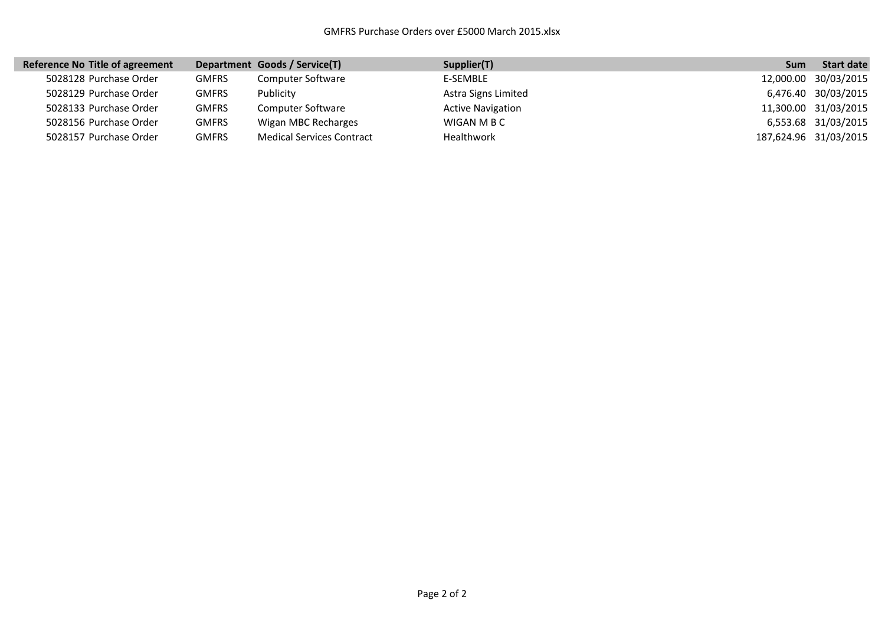| Reference No | Title of agreement | Department | Goods / Service(T) | Supplier(T) | Sum | Start date |
|---|---|---|---|---|---|---|
| 5028128 | Purchase Order | GMFRS | Computer Software | E-SEMBLE | 12,000.00 | 30/03/2015 |
| 5028129 | Purchase Order | GMFRS | Publicity | Astra Signs Limited | 6,476.40 | 30/03/2015 |
| 5028133 | Purchase Order | GMFRS | Computer Software | Active Navigation | 11,300.00 | 31/03/2015 |
| 5028156 | Purchase Order | GMFRS | Wigan MBC Recharges | WIGAN M B C | 6,553.68 | 31/03/2015 |
| 5028157 | Purchase Order | GMFRS | Medical Services Contract | Healthwork | 187,624.96 | 31/03/2015 |